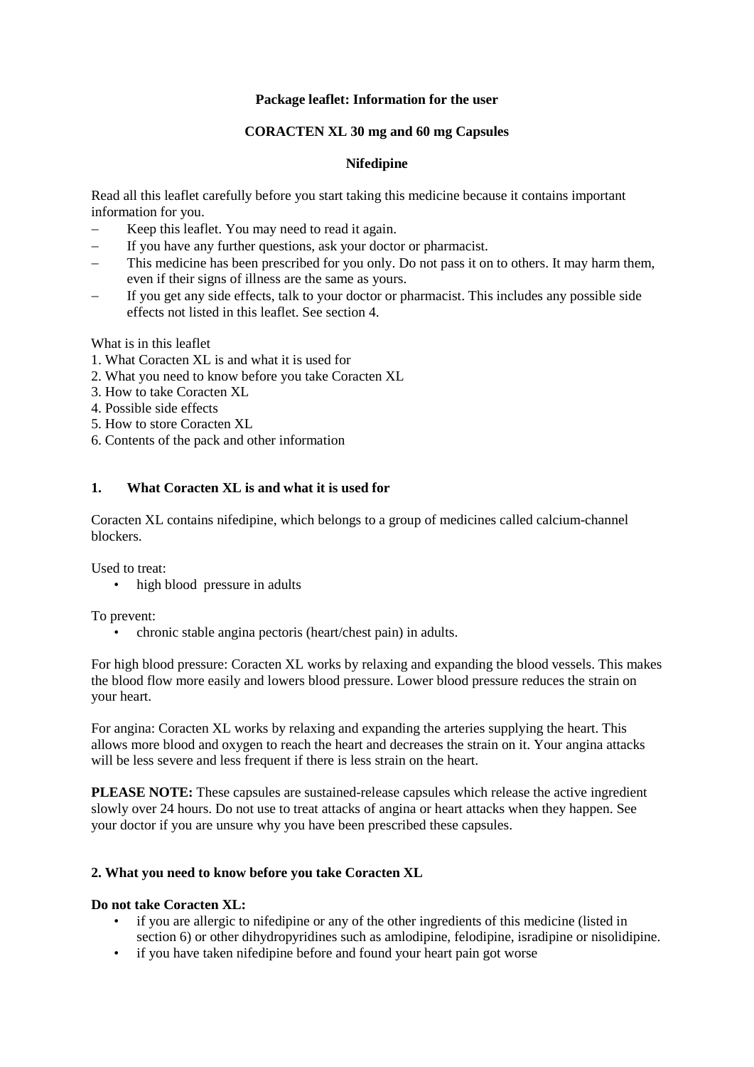**Package leaflet: Information for the user**

**CORACTEN XL 30 mg and 60 mg Capsules**

**Nifedipine**

Read all this leaflet carefully before you start taking this medicine because it contains important information for you.

- Keep this leaflet. You may need to read it again.
- If you have any further questions, ask your doctor or pharmacist.
- This medicine has been prescribed for you only. Do not pass it on to others. It may harm them, even if their signs of illness are the same as yours.
- If you get any side effects, talk to your doctor or pharmacist. This includes any possible side effects not listed in this leaflet. See section 4.

What is in this leaflet

1. What Coracten XL is and what it is used for
2. What you need to know before you take Coracten XL
3. How to take Coracten XL
4. Possible side effects
5. How to store Coracten XL
6. Contents of the pack and other information

## 1. What Coracten XL is and what it is used for

Coracten XL contains nifedipine, which belongs to a group of medicines called calcium-channel blockers.

Used to treat:

- high blood pressure in adults

To prevent:

- chronic stable angina pectoris (heart/chest pain) in adults.

For high blood pressure: Coracten XL works by relaxing and expanding the blood vessels. This makes the blood flow more easily and lowers blood pressure. Lower blood pressure reduces the strain on your heart.

For angina: Coracten XL works by relaxing and expanding the arteries supplying the heart. This allows more blood and oxygen to reach the heart and decreases the strain on it. Your angina attacks will be less severe and less frequent if there is less strain on the heart.

**PLEASE NOTE:** These capsules are sustained-release capsules which release the active ingredient slowly over 24 hours. Do not use to treat attacks of angina or heart attacks when they happen. See your doctor if you are unsure why you have been prescribed these capsules.

## 2. What you need to know before you take Coracten XL

**Do not take Coracten XL:**

- if you are allergic to nifedipine or any of the other ingredients of this medicine (listed in section 6) or other dihydropyridines such as amlodipine, felodipine, isradipine or nisolidipine.
- if you have taken nifedipine before and found your heart pain got worse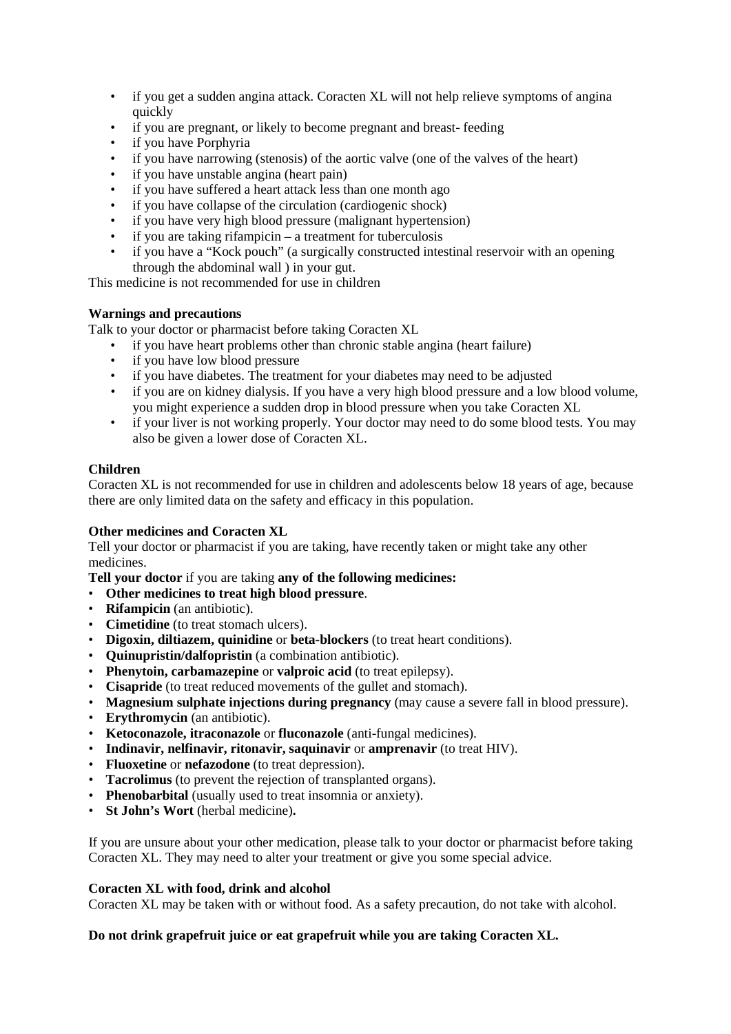- if you get a sudden angina attack. Coracten XL will not help relieve symptoms of angina quickly
- if you are pregnant, or likely to become pregnant and breast- feeding
- if you have Porphyria
- if you have narrowing (stenosis) of the aortic valve (one of the valves of the heart)
- if you have unstable angina (heart pain)
- if you have suffered a heart attack less than one month ago
- if you have collapse of the circulation (cardiogenic shock)
- if you have very high blood pressure (malignant hypertension)
- if you are taking rifampicin – a treatment for tuberculosis
- if you have a "Kock pouch" (a surgically constructed intestinal reservoir with an opening through the abdominal wall ) in your gut.

This medicine is not recommended for use in children

**Warnings and precautions**

Talk to your doctor or pharmacist before taking Coracten XL

- if you have heart problems other than chronic stable angina (heart failure)
- if you have low blood pressure
- if you have diabetes. The treatment for your diabetes may need to be adjusted
- if you are on kidney dialysis. If you have a very high blood pressure and a low blood volume, you might experience a sudden drop in blood pressure when you take Coracten XL
- if your liver is not working properly. Your doctor may need to do some blood tests. You may also be given a lower dose of Coracten XL.

**Children**

Coracten XL is not recommended for use in children and adolescents below 18 years of age, because there are only limited data on the safety and efficacy in this population.

**Other medicines and Coracten XL**

Tell your doctor or pharmacist if you are taking, have recently taken or might take any other medicines.

**Tell your doctor** if you are taking **any of the following medicines:**

- **Other medicines to treat high blood pressure**.
- **Rifampicin** (an antibiotic).
- **Cimetidine** (to treat stomach ulcers).
- **Digoxin, diltiazem, quinidine** or **beta-blockers** (to treat heart conditions).
- **Quinupristin/dalfopristin** (a combination antibiotic).
- **Phenytoin, carbamazepine** or **valproic acid** (to treat epilepsy).
- **Cisapride** (to treat reduced movements of the gullet and stomach).
- **Magnesium sulphate injections during pregnancy** (may cause a severe fall in blood pressure).
- **Erythromycin** (an antibiotic).
- **Ketoconazole, itraconazole** or **fluconazole** (anti-fungal medicines).
- **Indinavir, nelfinavir, ritonavir, saquinavir** or **amprenavir** (to treat HIV).
- **Fluoxetine** or **nefazodone** (to treat depression).
- **Tacrolimus** (to prevent the rejection of transplanted organs).
- **Phenobarbital** (usually used to treat insomnia or anxiety).
- **St John's Wort** (herbal medicine)**.**

If you are unsure about your other medication, please talk to your doctor or pharmacist before taking Coracten XL. They may need to alter your treatment or give you some special advice.

**Coracten XL with food, drink and alcohol**

Coracten XL may be taken with or without food. As a safety precaution, do not take with alcohol.

**Do not drink grapefruit juice or eat grapefruit while you are taking Coracten XL.**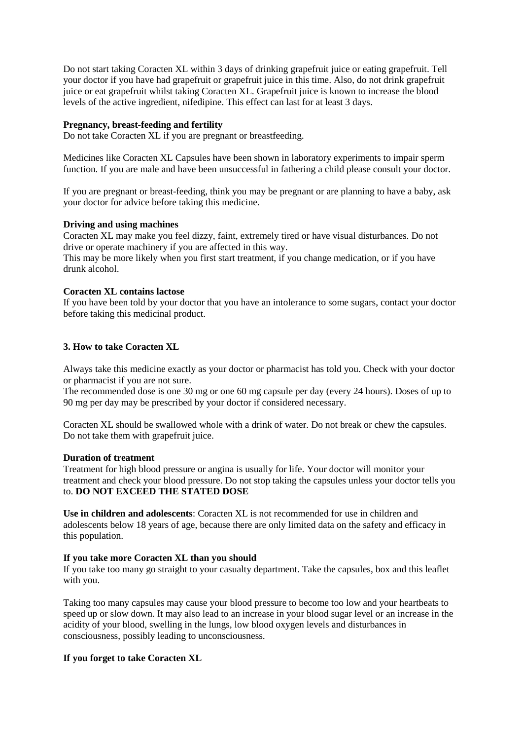Do not start taking Coracten XL within 3 days of drinking grapefruit juice or eating grapefruit. Tell your doctor if you have had grapefruit or grapefruit juice in this time. Also, do not drink grapefruit juice or eat grapefruit whilst taking Coracten XL. Grapefruit juice is known to increase the blood levels of the active ingredient, nifedipine. This effect can last for at least 3 days.

**Pregnancy, breast-feeding and fertility**

Do not take Coracten XL if you are pregnant or breastfeeding.

Medicines like Coracten XL Capsules have been shown in laboratory experiments to impair sperm function. If you are male and have been unsuccessful in fathering a child please consult your doctor.

If you are pregnant or breast-feeding, think you may be pregnant or are planning to have a baby, ask your doctor for advice before taking this medicine.

**Driving and using machines**

Coracten XL may make you feel dizzy, faint, extremely tired or have visual disturbances. Do not drive or operate machinery if you are affected in this way.
This may be more likely when you first start treatment, if you change medication, or if you have drunk alcohol.

**Coracten XL contains lactose**

If you have been told by your doctor that you have an intolerance to some sugars, contact your doctor before taking this medicinal product.

### 3. How to take Coracten XL

Always take this medicine exactly as your doctor or pharmacist has told you. Check with your doctor or pharmacist if you are not sure.
The recommended dose is one 30 mg or one 60 mg capsule per day (every 24 hours). Doses of up to 90 mg per day may be prescribed by your doctor if considered necessary.

Coracten XL should be swallowed whole with a drink of water. Do not break or chew the capsules. Do not take them with grapefruit juice.

**Duration of treatment**

Treatment for high blood pressure or angina is usually for life. Your doctor will monitor your treatment and check your blood pressure. Do not stop taking the capsules unless your doctor tells you to. **DO NOT EXCEED THE STATED DOSE**

**Use in children and adolescents**: Coracten XL is not recommended for use in children and adolescents below 18 years of age, because there are only limited data on the safety and efficacy in this population.

**If you take more Coracten XL than you should**

If you take too many go straight to your casualty department. Take the capsules, box and this leaflet with you.

Taking too many capsules may cause your blood pressure to become too low and your heartbeats to speed up or slow down. It may also lead to an increase in your blood sugar level or an increase in the acidity of your blood, swelling in the lungs, low blood oxygen levels and disturbances in consciousness, possibly leading to unconsciousness.

**If you forget to take Coracten XL**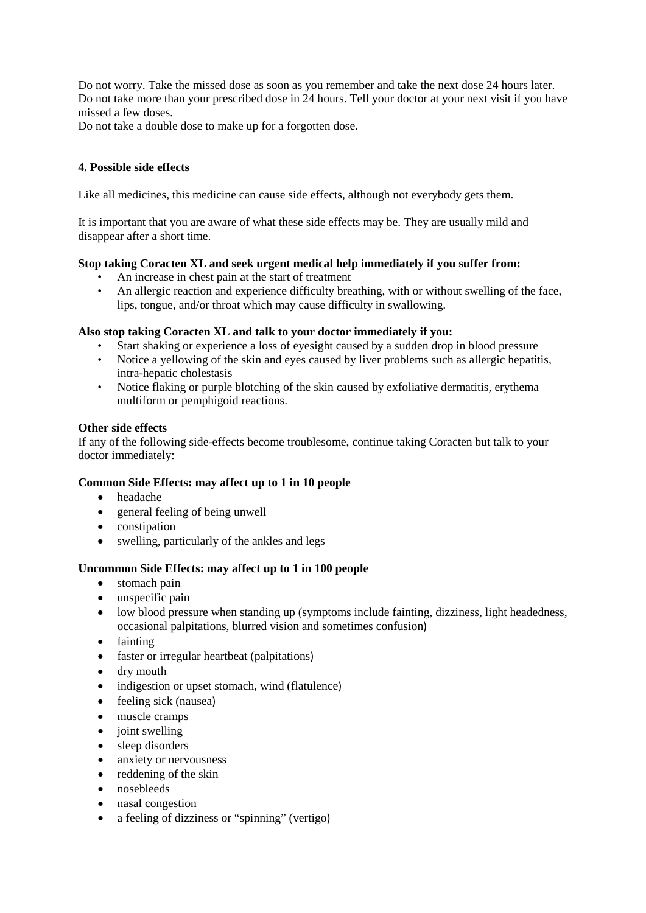Do not worry. Take the missed dose as soon as you remember and take the next dose 24 hours later. Do not take more than your prescribed dose in 24 hours. Tell your doctor at your next visit if you have missed a few doses.
Do not take a double dose to make up for a forgotten dose.

**4. Possible side effects**

Like all medicines, this medicine can cause side effects, although not everybody gets them.

It is important that you are aware of what these side effects may be. They are usually mild and disappear after a short time.

**Stop taking Coracten XL and seek urgent medical help immediately if you suffer from:**

- An increase in chest pain at the start of treatment
- An allergic reaction and experience difficulty breathing, with or without swelling of the face, lips, tongue, and/or throat which may cause difficulty in swallowing.

**Also stop taking Coracten XL and talk to your doctor immediately if you:**

- Start shaking or experience a loss of eyesight caused by a sudden drop in blood pressure
- Notice a yellowing of the skin and eyes caused by liver problems such as allergic hepatitis, intra-hepatic cholestasis
- Notice flaking or purple blotching of the skin caused by exfoliative dermatitis, erythema multiform or pemphigoid reactions.

**Other side effects**
If any of the following side-effects become troublesome, continue taking Coracten but talk to your doctor immediately:

**Common Side Effects: may affect up to 1 in 10 people**

- headache
- general feeling of being unwell
- constipation
- swelling, particularly of the ankles and legs

**Uncommon Side Effects: may affect up to 1 in 100 people**

- stomach pain
- unspecific pain
- low blood pressure when standing up (symptoms include fainting, dizziness, light headedness, occasional palpitations, blurred vision and sometimes confusion)
- fainting
- faster or irregular heartbeat (palpitations)
- dry mouth
- indigestion or upset stomach, wind (flatulence)
- feeling sick (nausea)
- muscle cramps
- joint swelling
- sleep disorders
- anxiety or nervousness
- reddening of the skin
- nosebleeds
- nasal congestion
- a feeling of dizziness or "spinning" (vertigo)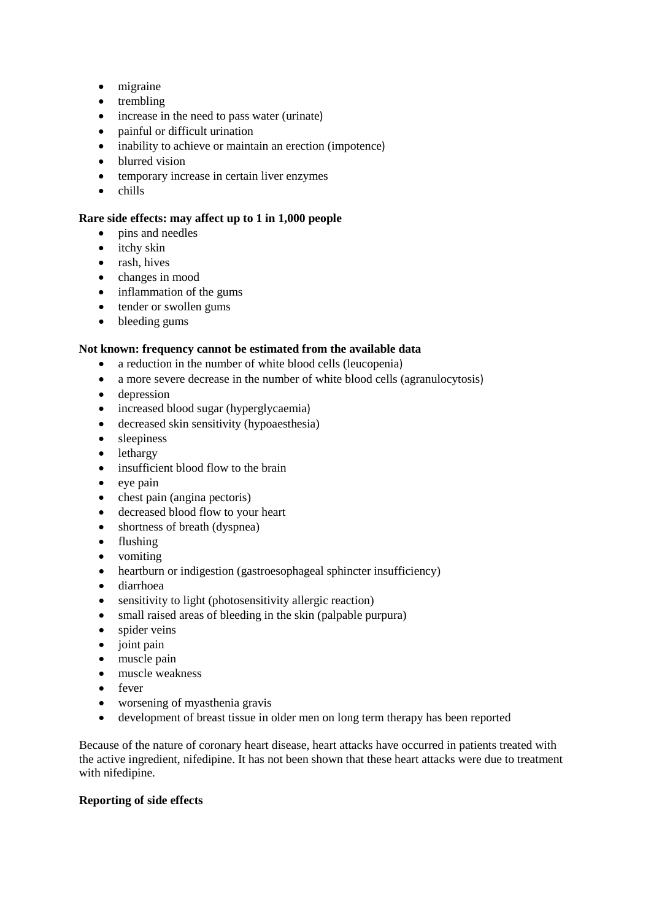- migraine
- trembling
- increase in the need to pass water (urinate)
- painful or difficult urination
- inability to achieve or maintain an erection (impotence)
- blurred vision
- temporary increase in certain liver enzymes
- chills

**Rare side effects: may affect up to 1 in 1,000 people**

- pins and needles
- itchy skin
- rash, hives
- changes in mood
- inflammation of the gums
- tender or swollen gums
- bleeding gums

**Not known: frequency cannot be estimated from the available data**

- a reduction in the number of white blood cells (leucopenia)
- a more severe decrease in the number of white blood cells (agranulocytosis)
- depression
- increased blood sugar (hyperglycaemia)
- decreased skin sensitivity (hypoaesthesia)
- sleepiness
- lethargy
- insufficient blood flow to the brain
- eye pain
- chest pain (angina pectoris)
- decreased blood flow to your heart
- shortness of breath (dyspnea)
- flushing
- vomiting
- heartburn or indigestion (gastroesophageal sphincter insufficiency)
- diarrhoea
- sensitivity to light (photosensitivity allergic reaction)
- small raised areas of bleeding in the skin (palpable purpura)
- spider veins
- joint pain
- muscle pain
- muscle weakness
- fever
- worsening of myasthenia gravis
- development of breast tissue in older men on long term therapy has been reported

Because of the nature of coronary heart disease, heart attacks have occurred in patients treated with the active ingredient, nifedipine. It has not been shown that these heart attacks were due to treatment with nifedipine.

**Reporting of side effects**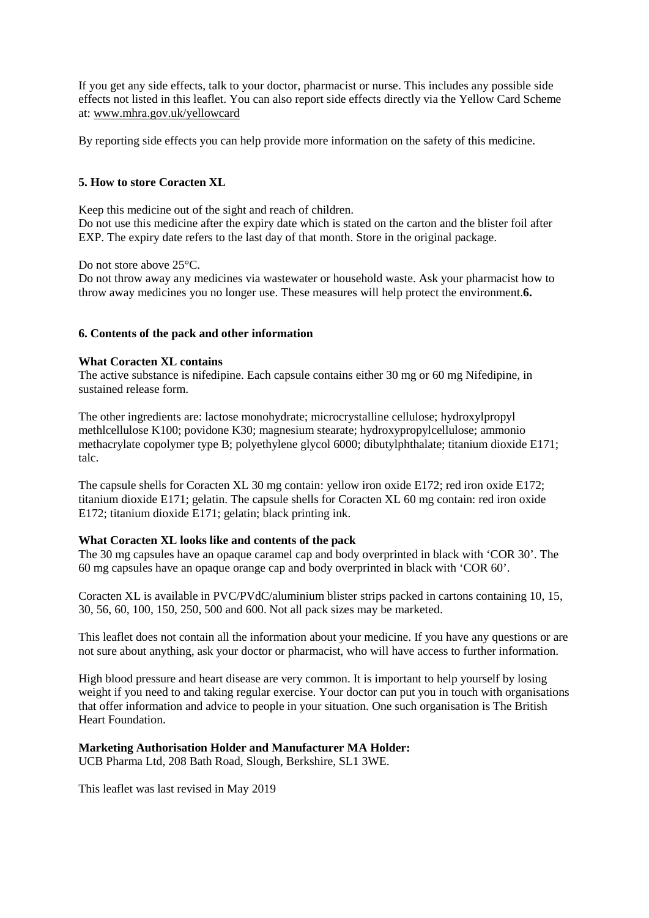If you get any side effects, talk to your doctor, pharmacist or nurse. This includes any possible side effects not listed in this leaflet. You can also report side effects directly via the Yellow Card Scheme at: www.mhra.gov.uk/yellowcard

By reporting side effects you can help provide more information on the safety of this medicine.

**5. How to store Coracten XL**

Keep this medicine out of the sight and reach of children.
Do not use this medicine after the expiry date which is stated on the carton and the blister foil after EXP. The expiry date refers to the last day of that month. Store in the original package.

Do not store above 25°C.
Do not throw away any medicines via wastewater or household waste. Ask your pharmacist how to throw away medicines you no longer use. These measures will help protect the environment.**6.**

**6. Contents of the pack and other information**

**What Coracten XL contains**
The active substance is nifedipine. Each capsule contains either 30 mg or 60 mg Nifedipine, in sustained release form.

The other ingredients are: lactose monohydrate; microcrystalline cellulose; hydroxylpropyl methlcellulose K100; povidone K30; magnesium stearate; hydroxypropylcellulose; ammonio methacrylate copolymer type B; polyethylene glycol 6000; dibutylphthalate; titanium dioxide E171; talc.

The capsule shells for Coracten XL 30 mg contain: yellow iron oxide E172; red iron oxide E172; titanium dioxide E171; gelatin. The capsule shells for Coracten XL 60 mg contain: red iron oxide E172; titanium dioxide E171; gelatin; black printing ink.

**What Coracten XL looks like and contents of the pack**
The 30 mg capsules have an opaque caramel cap and body overprinted in black with 'COR 30'. The 60 mg capsules have an opaque orange cap and body overprinted in black with 'COR 60'.

Coracten XL is available in PVC/PVdC/aluminium blister strips packed in cartons containing 10, 15, 30, 56, 60, 100, 150, 250, 500 and 600. Not all pack sizes may be marketed.

This leaflet does not contain all the information about your medicine. If you have any questions or are not sure about anything, ask your doctor or pharmacist, who will have access to further information.

High blood pressure and heart disease are very common. It is important to help yourself by losing weight if you need to and taking regular exercise. Your doctor can put you in touch with organisations that offer information and advice to people in your situation. One such organisation is The British Heart Foundation.

**Marketing Authorisation Holder and Manufacturer MA Holder:**
UCB Pharma Ltd, 208 Bath Road, Slough, Berkshire, SL1 3WE.

This leaflet was last revised in May 2019